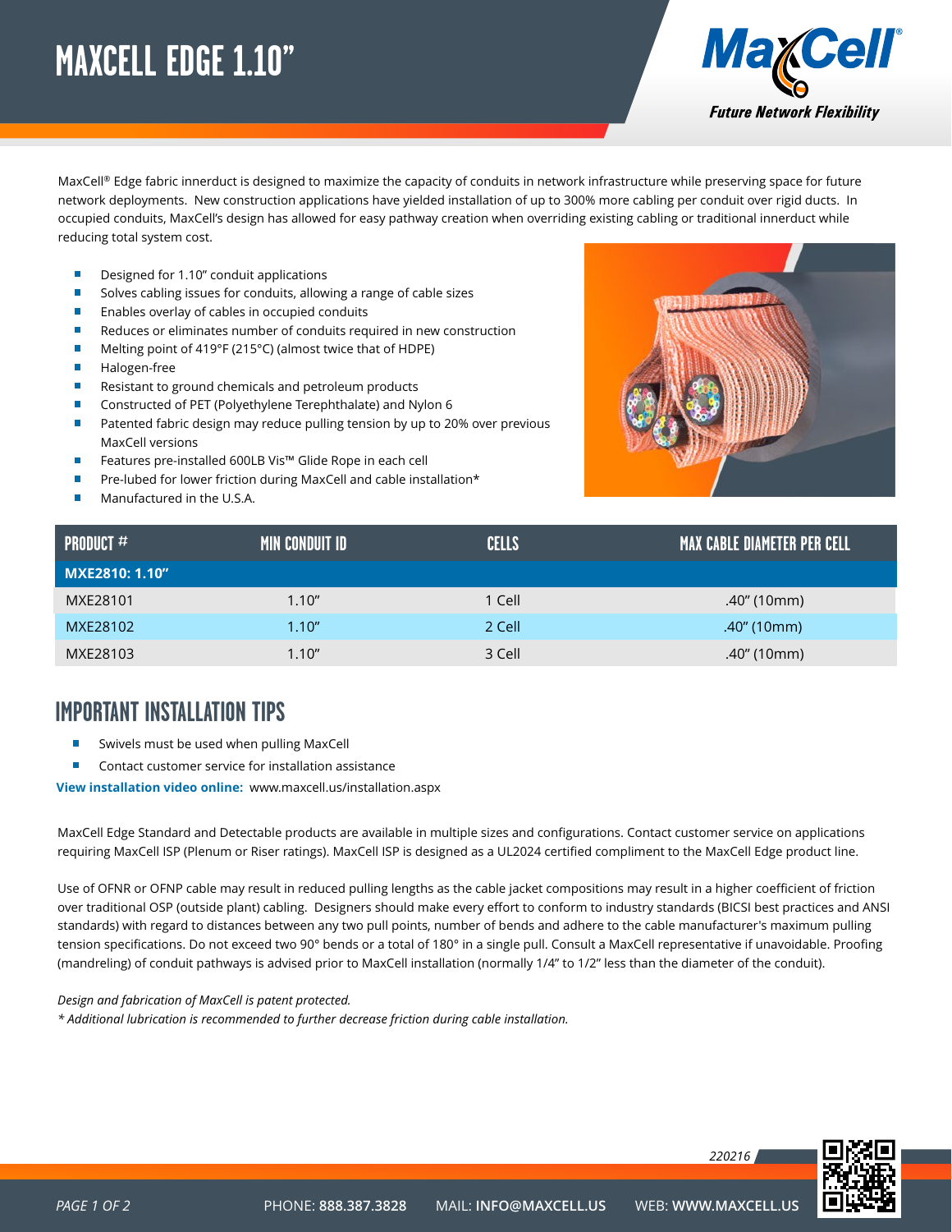# MAXCELL EDGE 1.10"

MaxCell® Edge fabric innerduct is designed to maximize the capacity of conduits in network infrastructure while preserving space for future network deployments. New construction applications have yielded installation of up to 300% more cabling per conduit over rigid ducts. In occupied conduits, MaxCell's design has allowed for easy pathway creation when overriding existing cabling or traditional innerduct while reducing total system cost.

- Designed for 1.10" conduit applications
- Solves cabling issues for conduits, allowing a range of cable sizes
- Enables overlay of cables in occupied conduits
- Reduces or eliminates number of conduits required in new construction
- Melting point of 419°F (215°C) (almost twice that of HDPE)
- Halogen-free
- Resistant to ground chemicals and petroleum products
- Constructed of PET (Polyethylene Terephthalate) and Nylon 6
- Patented fabric design may reduce pulling tension by up to 20% over previous MaxCell versions
- Features pre-installed 600LB Vis™ Glide Rope in each cell
- Pre-lubed for lower friction during MaxCell and cable installation*
- Manufactured in the U.S.A.

| PRODUCT # | MIN CONDUIT ID | CELLS | MAX CABLE DIAMETER PER CELL |
|---|---|---|---|
| **MXE2810: 1.10"** | | | |
| MXE28101 | 1.10" | 1 Cell | .40" (10mm) |
| MXE28102 | 1.10" | 2 Cell | .40" (10mm) |
| MXE28103 | 1.10" | 3 Cell | .40" (10mm) |

## IMPORTANT INSTALLATION TIPS

- Swivels must be used when pulling MaxCell
- Contact customer service for installation assistance

**View installation video online:** www.maxcell.us/installation.aspx

MaxCell Edge Standard and Detectable products are available in multiple sizes and configurations. Contact customer service on applications requiring MaxCell ISP (Plenum or Riser ratings). MaxCell ISP is designed as a UL2024 certified compliment to the MaxCell Edge product line.

Use of OFNR or OFNP cable may result in reduced pulling lengths as the cable jacket compositions may result in a higher coefficient of friction over traditional OSP (outside plant) cabling. Designers should make every effort to conform to industry standards (BICSI best practices and ANSI standards) with regard to distances between any two pull points, number of bends and adhere to the cable manufacturer's maximum pulling tension specifications. Do not exceed two 90° bends or a total of 180° in a single pull. Consult a MaxCell representative if unavoidable. Proofing (mandreling) of conduit pathways is advised prior to MaxCell installation (normally 1/4" to 1/2" less than the diameter of the conduit).

*Design and fabrication of MaxCell is patent protected.*

*\* Additional lubrication is recommended to further decrease friction during cable installation.*

220216

PHONE: **888.387.3828** MAIL: **INFO@MAXCELL.US** WEB: **WWW.MAXCELL.US**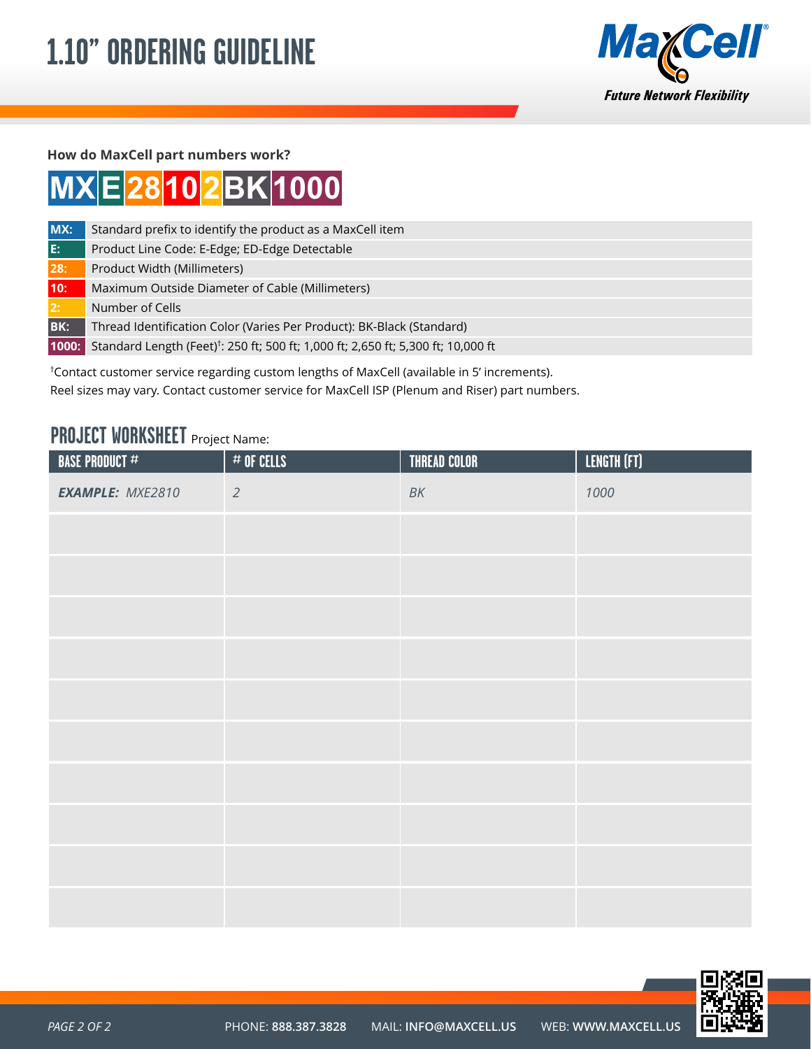# 1.10" ORDERING GUIDELINE

MaxCell
Future Network Flexibility

**How do MaxCell part numbers work?**

**MX E 28 10 2 BK 1000**

| | |
|---|---|
| **MX:** | Standard prefix to identify the product as a MaxCell item |
| **E:** | Product Line Code: E-Edge; ED-Edge Detectable |
| **28:** | Product Width (Millimeters) |
| **10:** | Maximum Outside Diameter of Cable (Millimeters) |
| **2:** | Number of Cells |
| **BK:** | Thread Identification Color (Varies Per Product): BK-Black (Standard) |
| **1000:** | Standard Length (Feet)†: 250 ft; 500 ft; 1,000 ft; 2,650 ft; 5,300 ft; 10,000 ft |

†Contact customer service regarding custom lengths of MaxCell (available in 5' increments).
Reel sizes may vary. Contact customer service for MaxCell ISP (Plenum and Riser) part numbers.

## PROJECT WORKSHEET Project Name:

| BASE PRODUCT # | # OF CELLS | THREAD COLOR | LENGTH (FT) |
|---|---|---|---|
| ***EXAMPLE:*** *MXE2810* | *2* | *BK* | *1000* |
| | | | |
| | | | |
| | | | |
| | | | |
| | | | |
| | | | |
| | | | |
| | | | |
| | | | |
| | | | |

PHONE: **888.387.3828** MAIL: **INFO@MAXCELL.US** WEB: **WWW.MAXCELL.US**